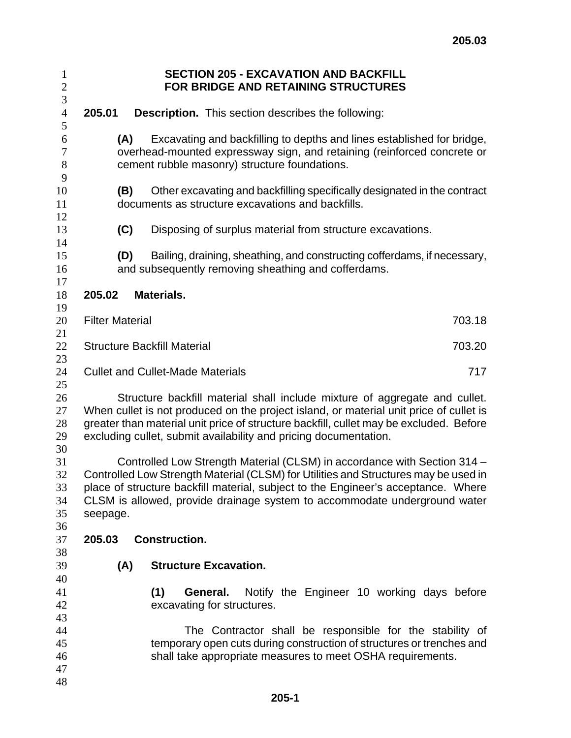# SECTION 205 - EXCAVATION AND BACKFILL FOR BRIDGE AND RETAINING STRUCTURES

**205.01 Description.** This section describes the following:

**(A)** Excavating and backfilling to depths and lines established for bridge, overhead-mounted expressway sign, and retaining (reinforced concrete or cement rubble masonry) structure foundations.

**(B)** Other excavating and backfilling specifically designated in the contract documents as structure excavations and backfills.

**(C)** Disposing of surplus material from structure excavations.

**(D)** Bailing, draining, sheathing, and constructing cofferdams, if necessary, and subsequently removing sheathing and cofferdams.

**205.02 Materials.**

| | |
|---|---|
| Filter Material | 703.18 |
| Structure Backfill Material | 703.20 |
| Cullet and Cullet-Made Materials | 717 |

Structure backfill material shall include mixture of aggregate and cullet. When cullet is not produced on the project island, or material unit price of cullet is greater than material unit price of structure backfill, cullet may be excluded. Before excluding cullet, submit availability and pricing documentation.

Controlled Low Strength Material (CLSM) in accordance with Section 314 – Controlled Low Strength Material (CLSM) for Utilities and Structures may be used in place of structure backfill material, subject to the Engineer's acceptance. Where CLSM is allowed, provide drainage system to accommodate underground water seepage.

**205.03 Construction.**

**(A) Structure Excavation.**

**(1) General.** Notify the Engineer 10 working days before excavating for structures.

The Contractor shall be responsible for the stability of temporary open cuts during construction of structures or trenches and shall take appropriate measures to meet OSHA requirements.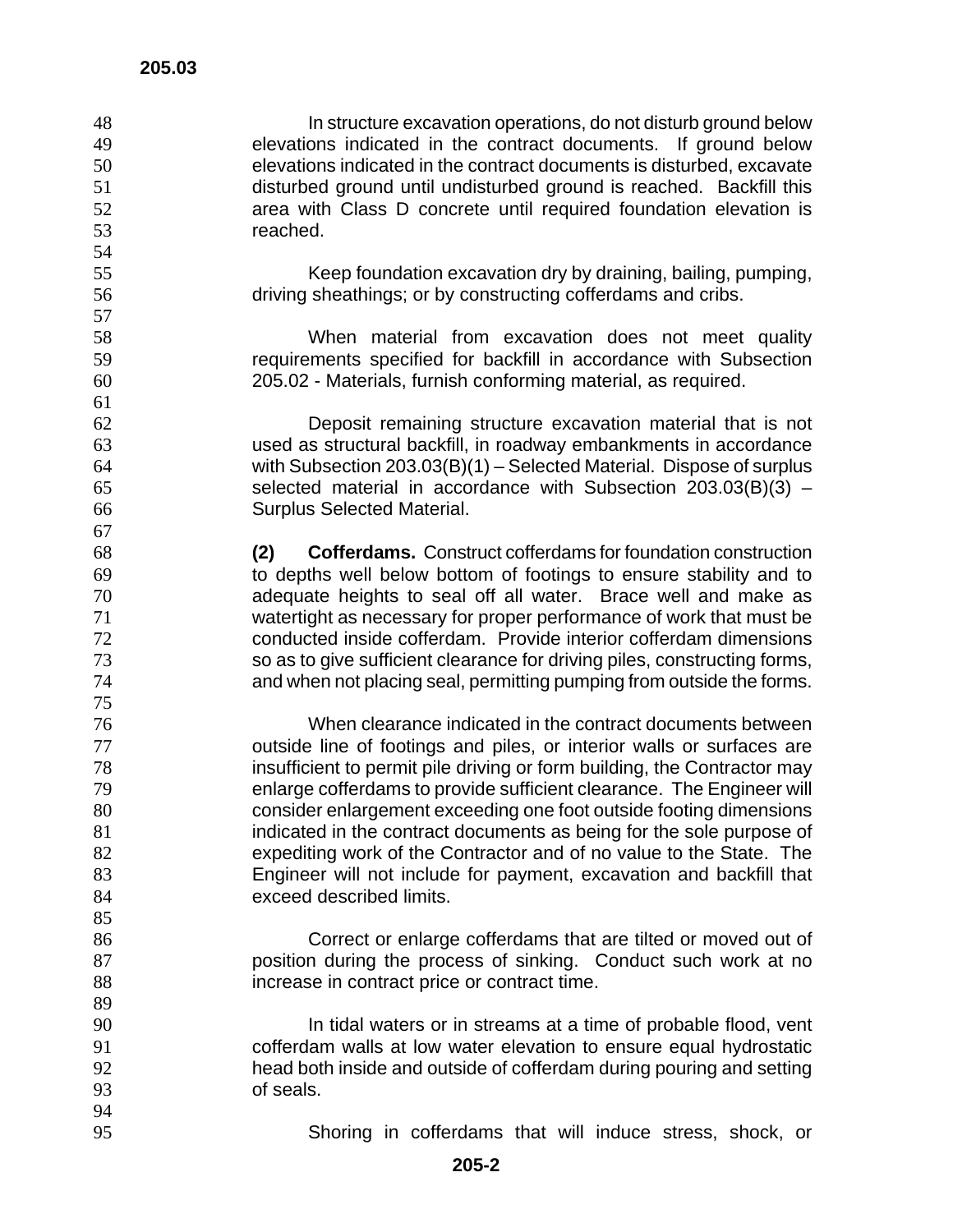In structure excavation operations, do not disturb ground below elevations indicated in the contract documents. If ground below elevations indicated in the contract documents is disturbed, excavate disturbed ground until undisturbed ground is reached. Backfill this area with Class D concrete until required foundation elevation is reached.

Keep foundation excavation dry by draining, bailing, pumping, driving sheathings; or by constructing cofferdams and cribs.

When material from excavation does not meet quality requirements specified for backfill in accordance with Subsection 205.02 - Materials, furnish conforming material, as required.

Deposit remaining structure excavation material that is not used as structural backfill, in roadway embankments in accordance with Subsection 203.03(B)(1) – Selected Material. Dispose of surplus selected material in accordance with Subsection 203.03(B)(3) – Surplus Selected Material.

**(2) Cofferdams.** Construct cofferdams for foundation construction to depths well below bottom of footings to ensure stability and to adequate heights to seal off all water. Brace well and make as watertight as necessary for proper performance of work that must be conducted inside cofferdam. Provide interior cofferdam dimensions so as to give sufficient clearance for driving piles, constructing forms, and when not placing seal, permitting pumping from outside the forms.

When clearance indicated in the contract documents between outside line of footings and piles, or interior walls or surfaces are insufficient to permit pile driving or form building, the Contractor may enlarge cofferdams to provide sufficient clearance. The Engineer will consider enlargement exceeding one foot outside footing dimensions indicated in the contract documents as being for the sole purpose of expediting work of the Contractor and of no value to the State. The Engineer will not include for payment, excavation and backfill that exceed described limits.

Correct or enlarge cofferdams that are tilted or moved out of position during the process of sinking. Conduct such work at no increase in contract price or contract time.

In tidal waters or in streams at a time of probable flood, vent cofferdam walls at low water elevation to ensure equal hydrostatic head both inside and outside of cofferdam during pouring and setting of seals.

Shoring in cofferdams that will induce stress, shock, or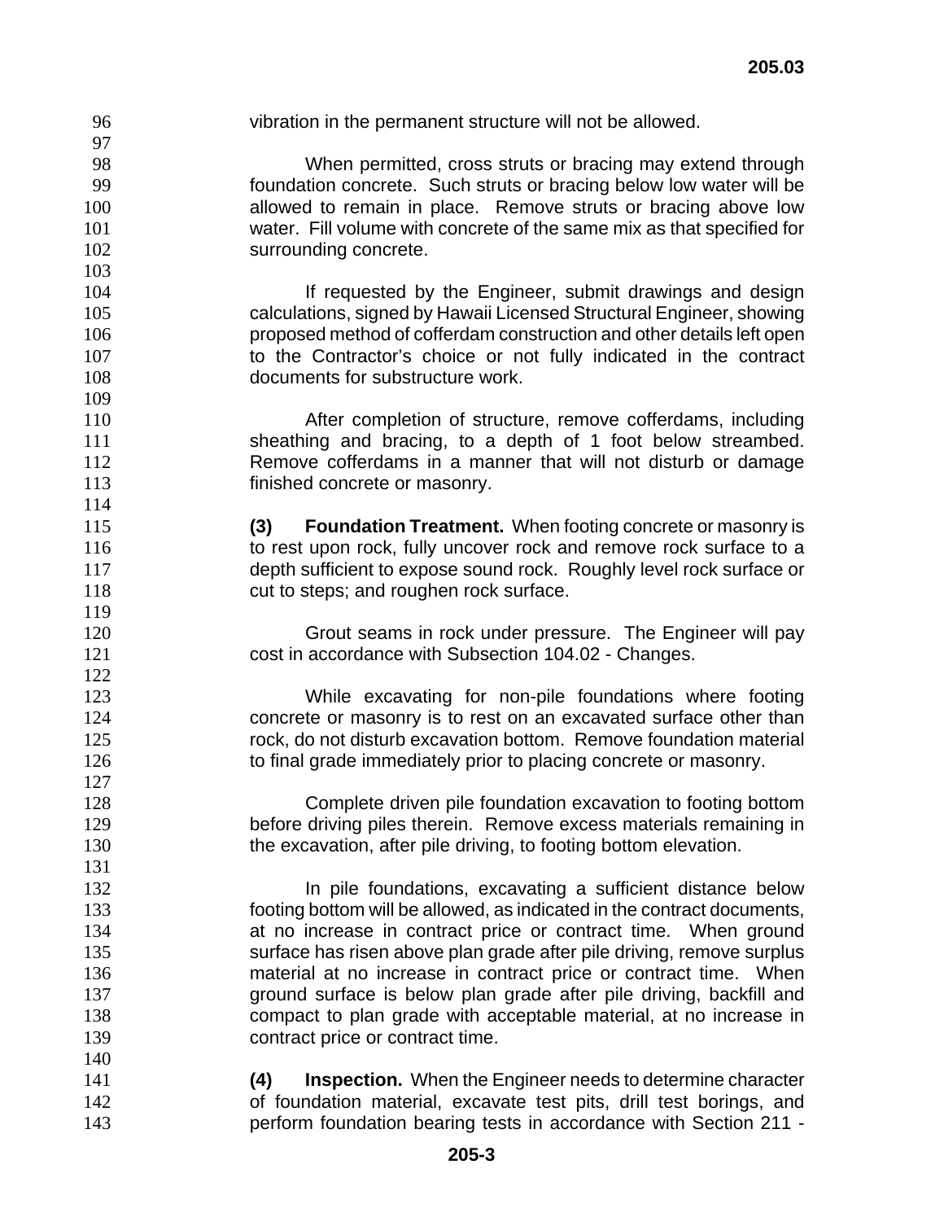vibration in the permanent structure will not be allowed.

When permitted, cross struts or bracing may extend through foundation concrete. Such struts or bracing below low water will be allowed to remain in place. Remove struts or bracing above low water. Fill volume with concrete of the same mix as that specified for surrounding concrete.

If requested by the Engineer, submit drawings and design calculations, signed by Hawaii Licensed Structural Engineer, showing proposed method of cofferdam construction and other details left open to the Contractor's choice or not fully indicated in the contract documents for substructure work.

After completion of structure, remove cofferdams, including sheathing and bracing, to a depth of 1 foot below streambed. Remove cofferdams in a manner that will not disturb or damage finished concrete or masonry.

**(3) Foundation Treatment.** When footing concrete or masonry is to rest upon rock, fully uncover rock and remove rock surface to a depth sufficient to expose sound rock. Roughly level rock surface or cut to steps; and roughen rock surface.

Grout seams in rock under pressure. The Engineer will pay cost in accordance with Subsection 104.02 - Changes.

While excavating for non-pile foundations where footing concrete or masonry is to rest on an excavated surface other than rock, do not disturb excavation bottom. Remove foundation material to final grade immediately prior to placing concrete or masonry.

Complete driven pile foundation excavation to footing bottom before driving piles therein. Remove excess materials remaining in the excavation, after pile driving, to footing bottom elevation.

In pile foundations, excavating a sufficient distance below footing bottom will be allowed, as indicated in the contract documents, at no increase in contract price or contract time. When ground surface has risen above plan grade after pile driving, remove surplus material at no increase in contract price or contract time. When ground surface is below plan grade after pile driving, backfill and compact to plan grade with acceptable material, at no increase in contract price or contract time.

**(4) Inspection.** When the Engineer needs to determine character of foundation material, excavate test pits, drill test borings, and perform foundation bearing tests in accordance with Section 211 -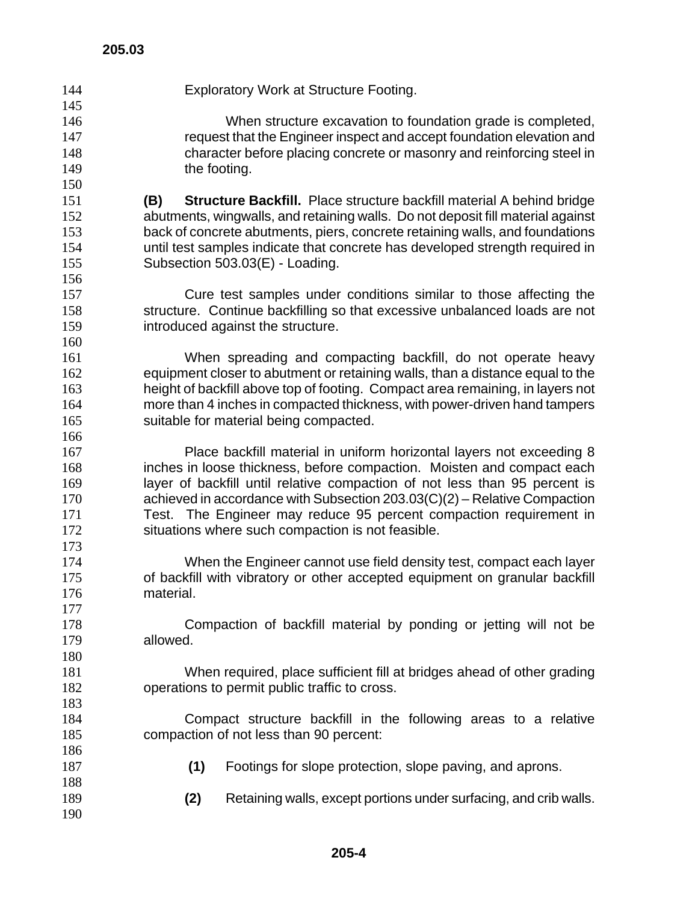Exploratory Work at Structure Footing.

When structure excavation to foundation grade is completed, request that the Engineer inspect and accept foundation elevation and character before placing concrete or masonry and reinforcing steel in the footing.

**(B) Structure Backfill.** Place structure backfill material A behind bridge abutments, wingwalls, and retaining walls. Do not deposit fill material against back of concrete abutments, piers, concrete retaining walls, and foundations until test samples indicate that concrete has developed strength required in Subsection 503.03(E) - Loading.

Cure test samples under conditions similar to those affecting the structure. Continue backfilling so that excessive unbalanced loads are not introduced against the structure.

When spreading and compacting backfill, do not operate heavy equipment closer to abutment or retaining walls, than a distance equal to the height of backfill above top of footing. Compact area remaining, in layers not more than 4 inches in compacted thickness, with power-driven hand tampers suitable for material being compacted.

Place backfill material in uniform horizontal layers not exceeding 8 inches in loose thickness, before compaction. Moisten and compact each layer of backfill until relative compaction of not less than 95 percent is achieved in accordance with Subsection 203.03(C)(2) – Relative Compaction Test. The Engineer may reduce 95 percent compaction requirement in situations where such compaction is not feasible.

When the Engineer cannot use field density test, compact each layer of backfill with vibratory or other accepted equipment on granular backfill material.

Compaction of backfill material by ponding or jetting will not be allowed.

When required, place sufficient fill at bridges ahead of other grading operations to permit public traffic to cross.

Compact structure backfill in the following areas to a relative compaction of not less than 90 percent:

**(1)** Footings for slope protection, slope paving, and aprons.

**(2)** Retaining walls, except portions under surfacing, and crib walls.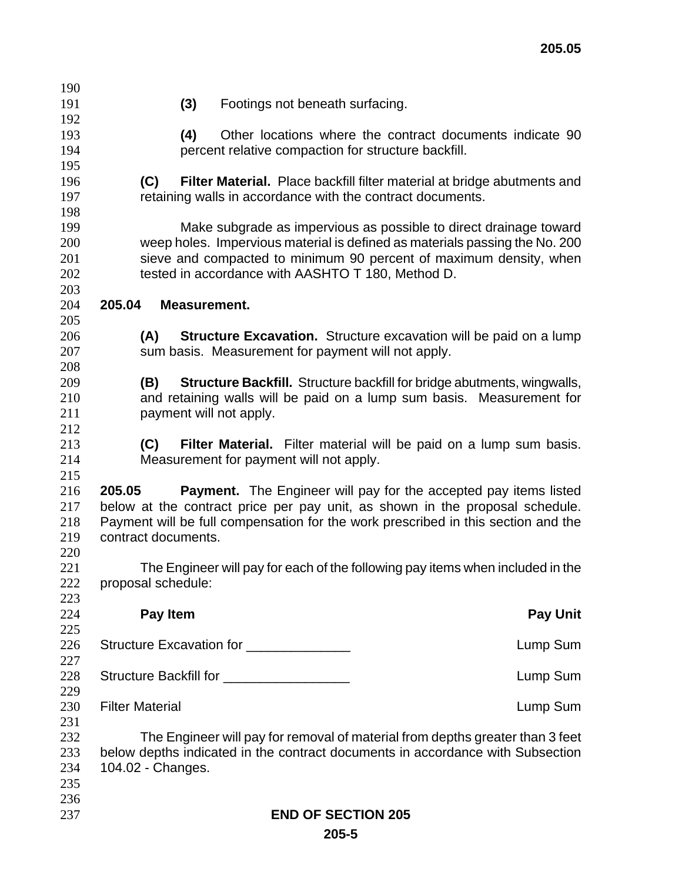**(3)** Footings not beneath surfacing.

**(4)** Other locations where the contract documents indicate 90 percent relative compaction for structure backfill.

**(C) Filter Material.** Place backfill filter material at bridge abutments and retaining walls in accordance with the contract documents.

Make subgrade as impervious as possible to direct drainage toward weep holes. Impervious material is defined as materials passing the No. 200 sieve and compacted to minimum 90 percent of maximum density, when tested in accordance with AASHTO T 180, Method D.

## 205.04 Measurement.

**(A) Structure Excavation.** Structure excavation will be paid on a lump sum basis. Measurement for payment will not apply.

**(B) Structure Backfill.** Structure backfill for bridge abutments, wingwalls, and retaining walls will be paid on a lump sum basis. Measurement for payment will not apply.

**(C) Filter Material.** Filter material will be paid on a lump sum basis. Measurement for payment will not apply.

**205.05 Payment.** The Engineer will pay for the accepted pay items listed below at the contract price per pay unit, as shown in the proposal schedule. Payment will be full compensation for the work prescribed in this section and the contract documents.

The Engineer will pay for each of the following pay items when included in the proposal schedule:

| **Pay Item** | **Pay Unit** |
| --- | --- |
| Structure Excavation for ______________ | Lump Sum |
| Structure Backfill for _________________ | Lump Sum |
| Filter Material | Lump Sum |

The Engineer will pay for removal of material from depths greater than 3 feet below depths indicated in the contract documents in accordance with Subsection 104.02 - Changes.

**END OF SECTION 205**